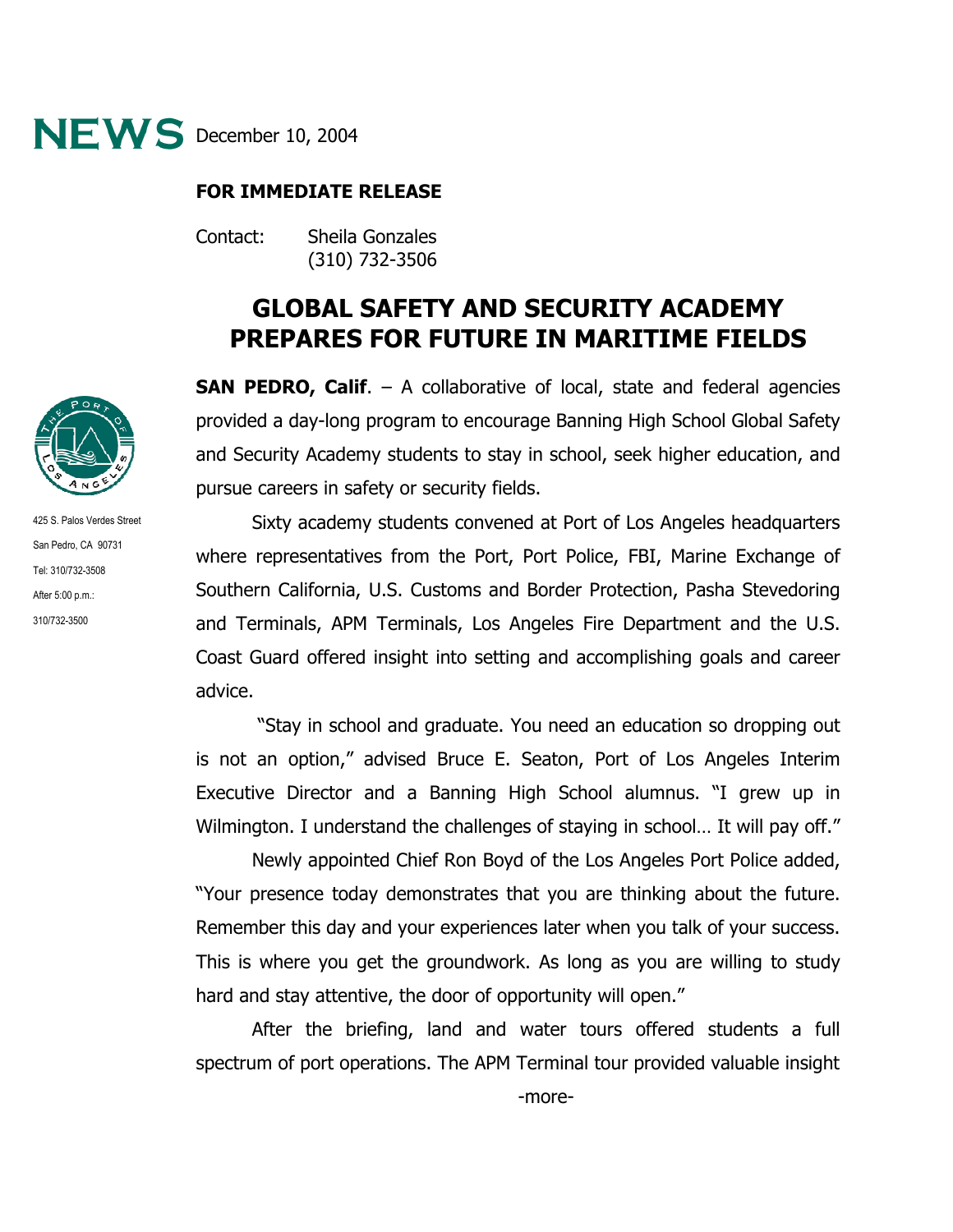# NEWS December 10, 2004

**FOR IMMEDIATE RELEASE**

Contact: Sheila Gonzales
(310) 732-3506

425 S. Palos Verdes Street
San Pedro, CA 90731
Tel: 310/732-3508
After 5:00 p.m.:
310/732-3500

## GLOBAL SAFETY AND SECURITY ACADEMY PREPARES FOR FUTURE IN MARITIME FIELDS

**SAN PEDRO, Calif**. – A collaborative of local, state and federal agencies provided a day-long program to encourage Banning High School Global Safety and Security Academy students to stay in school, seek higher education, and pursue careers in safety or security fields.

Sixty academy students convened at Port of Los Angeles headquarters where representatives from the Port, Port Police, FBI, Marine Exchange of Southern California, U.S. Customs and Border Protection, Pasha Stevedoring and Terminals, APM Terminals, Los Angeles Fire Department and the U.S. Coast Guard offered insight into setting and accomplishing goals and career advice.

"Stay in school and graduate. You need an education so dropping out is not an option," advised Bruce E. Seaton, Port of Los Angeles Interim Executive Director and a Banning High School alumnus. "I grew up in Wilmington. I understand the challenges of staying in school… It will pay off."

Newly appointed Chief Ron Boyd of the Los Angeles Port Police added, "Your presence today demonstrates that you are thinking about the future. Remember this day and your experiences later when you talk of your success. This is where you get the groundwork. As long as you are willing to study hard and stay attentive, the door of opportunity will open."

After the briefing, land and water tours offered students a full spectrum of port operations. The APM Terminal tour provided valuable insight

-more-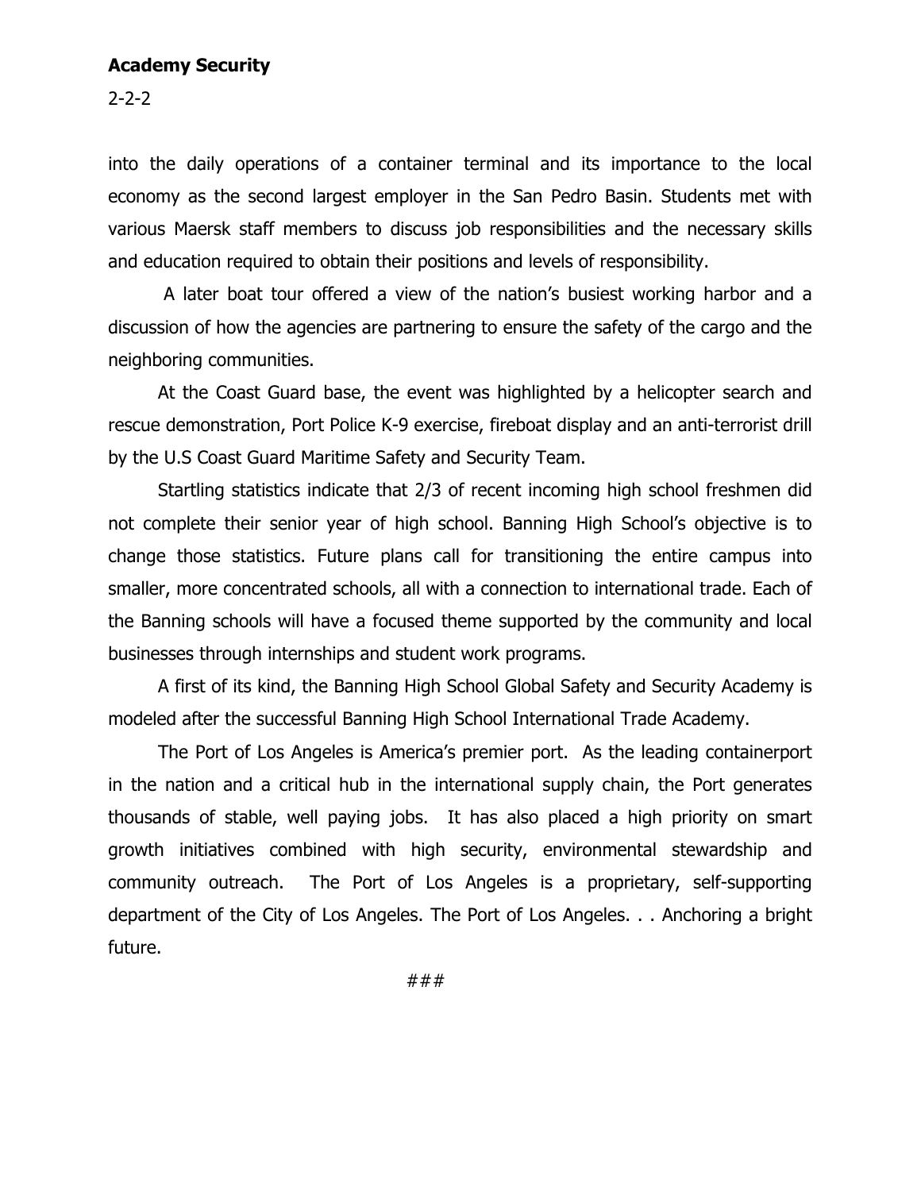into the daily operations of a container terminal and its importance to the local economy as the second largest employer in the San Pedro Basin. Students met with various Maersk staff members to discuss job responsibilities and the necessary skills and education required to obtain their positions and levels of responsibility.

A later boat tour offered a view of the nation's busiest working harbor and a discussion of how the agencies are partnering to ensure the safety of the cargo and the neighboring communities.

At the Coast Guard base, the event was highlighted by a helicopter search and rescue demonstration, Port Police K-9 exercise, fireboat display and an anti-terrorist drill by the U.S Coast Guard Maritime Safety and Security Team.

Startling statistics indicate that 2/3 of recent incoming high school freshmen did not complete their senior year of high school. Banning High School's objective is to change those statistics. Future plans call for transitioning the entire campus into smaller, more concentrated schools, all with a connection to international trade. Each of the Banning schools will have a focused theme supported by the community and local businesses through internships and student work programs.

A first of its kind, the Banning High School Global Safety and Security Academy is modeled after the successful Banning High School International Trade Academy.

The Port of Los Angeles is America's premier port. As the leading containerport in the nation and a critical hub in the international supply chain, the Port generates thousands of stable, well paying jobs. It has also placed a high priority on smart growth initiatives combined with high security, environmental stewardship and community outreach. The Port of Los Angeles is a proprietary, self-supporting department of the City of Los Angeles. The Port of Los Angeles. . . Anchoring a bright future.

###